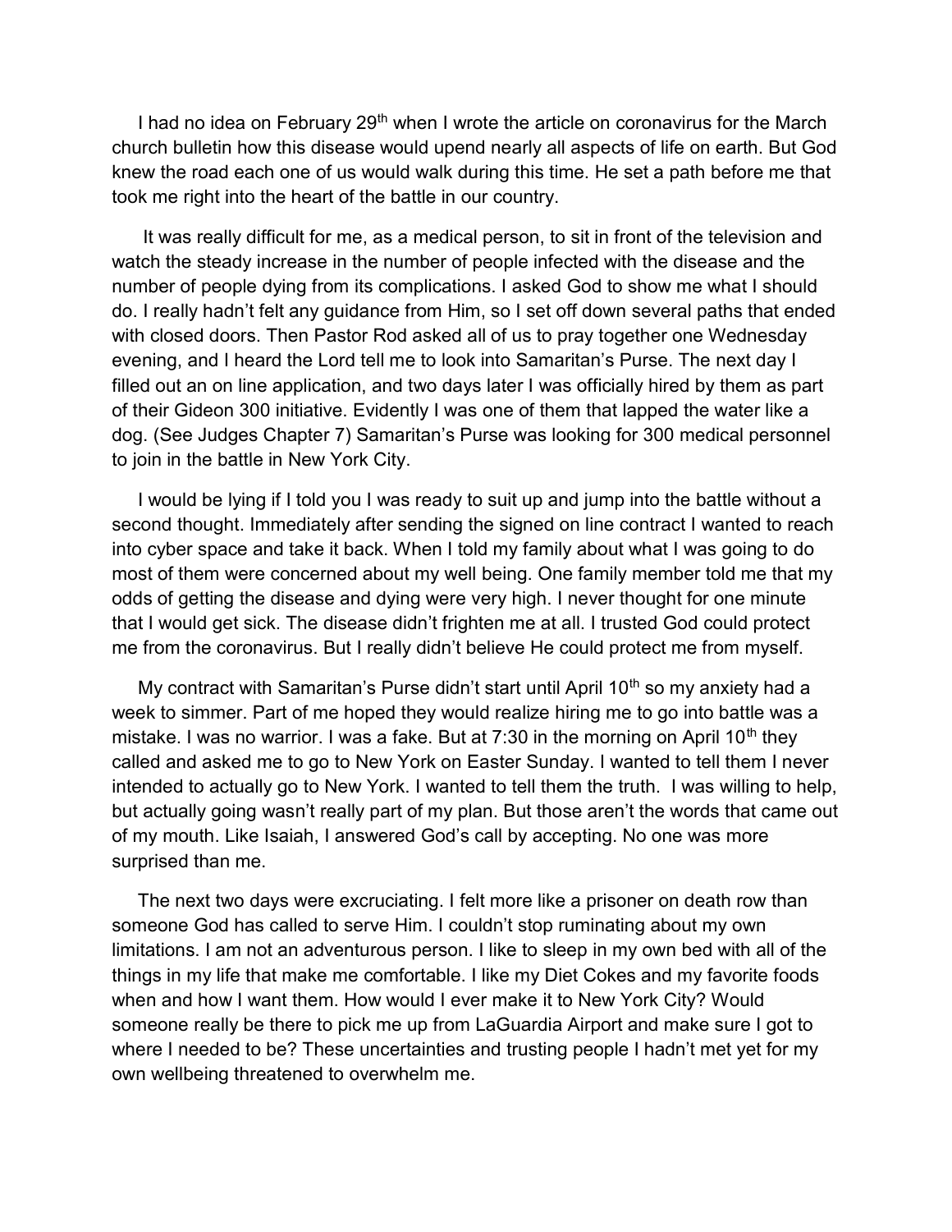I had no idea on February 29th when I wrote the article on coronavirus for the March church bulletin how this disease would upend nearly all aspects of life on earth. But God knew the road each one of us would walk during this time. He set a path before me that took me right into the heart of the battle in our country.

It was really difficult for me, as a medical person, to sit in front of the television and watch the steady increase in the number of people infected with the disease and the number of people dying from its complications. I asked God to show me what I should do. I really hadn't felt any guidance from Him, so I set off down several paths that ended with closed doors. Then Pastor Rod asked all of us to pray together one Wednesday evening, and I heard the Lord tell me to look into Samaritan's Purse. The next day I filled out an on line application, and two days later I was officially hired by them as part of their Gideon 300 initiative. Evidently I was one of them that lapped the water like a dog. (See Judges Chapter 7) Samaritan's Purse was looking for 300 medical personnel to join in the battle in New York City.

I would be lying if I told you I was ready to suit up and jump into the battle without a second thought. Immediately after sending the signed on line contract I wanted to reach into cyber space and take it back. When I told my family about what I was going to do most of them were concerned about my well being. One family member told me that my odds of getting the disease and dying were very high. I never thought for one minute that I would get sick. The disease didn't frighten me at all. I trusted God could protect me from the coronavirus. But I really didn't believe He could protect me from myself.

My contract with Samaritan's Purse didn't start until April 10th so my anxiety had a week to simmer. Part of me hoped they would realize hiring me to go into battle was a mistake. I was no warrior. I was a fake. But at 7:30 in the morning on April 10th they called and asked me to go to New York on Easter Sunday. I wanted to tell them I never intended to actually go to New York. I wanted to tell them the truth. I was willing to help, but actually going wasn't really part of my plan. But those aren't the words that came out of my mouth. Like Isaiah, I answered God's call by accepting. No one was more surprised than me.

The next two days were excruciating. I felt more like a prisoner on death row than someone God has called to serve Him. I couldn't stop ruminating about my own limitations. I am not an adventurous person. I like to sleep in my own bed with all of the things in my life that make me comfortable. I like my Diet Cokes and my favorite foods when and how I want them. How would I ever make it to New York City? Would someone really be there to pick me up from LaGuardia Airport and make sure I got to where I needed to be? These uncertainties and trusting people I hadn't met yet for my own wellbeing threatened to overwhelm me.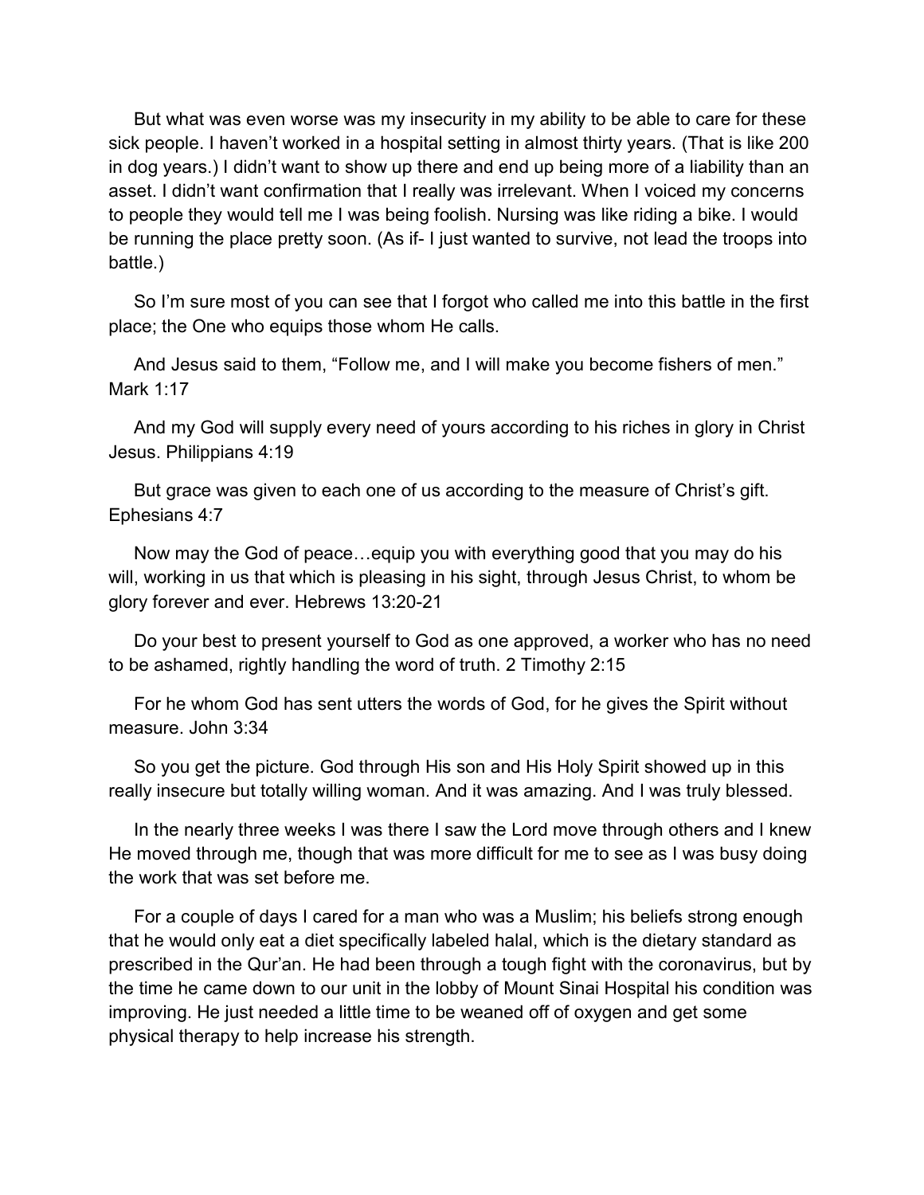But what was even worse was my insecurity in my ability to be able to care for these sick people. I haven't worked in a hospital setting in almost thirty years. (That is like 200 in dog years.) I didn't want to show up there and end up being more of a liability than an asset. I didn't want confirmation that I really was irrelevant. When I voiced my concerns to people they would tell me I was being foolish. Nursing was like riding a bike. I would be running the place pretty soon. (As if- I just wanted to survive, not lead the troops into battle.)

So I'm sure most of you can see that I forgot who called me into this battle in the first place; the One who equips those whom He calls.

And Jesus said to them, "Follow me, and I will make you become fishers of men." Mark 1:17

And my God will supply every need of yours according to his riches in glory in Christ Jesus. Philippians 4:19

But grace was given to each one of us according to the measure of Christ's gift. Ephesians 4:7

Now may the God of peace…equip you with everything good that you may do his will, working in us that which is pleasing in his sight, through Jesus Christ, to whom be glory forever and ever. Hebrews 13:20-21

Do your best to present yourself to God as one approved, a worker who has no need to be ashamed, rightly handling the word of truth. 2 Timothy 2:15

For he whom God has sent utters the words of God, for he gives the Spirit without measure. John 3:34

So you get the picture. God through His son and His Holy Spirit showed up in this really insecure but totally willing woman. And it was amazing. And I was truly blessed.

In the nearly three weeks I was there I saw the Lord move through others and I knew He moved through me, though that was more difficult for me to see as I was busy doing the work that was set before me.

For a couple of days I cared for a man who was a Muslim; his beliefs strong enough that he would only eat a diet specifically labeled halal, which is the dietary standard as prescribed in the Qur'an. He had been through a tough fight with the coronavirus, but by the time he came down to our unit in the lobby of Mount Sinai Hospital his condition was improving. He just needed a little time to be weaned off of oxygen and get some physical therapy to help increase his strength.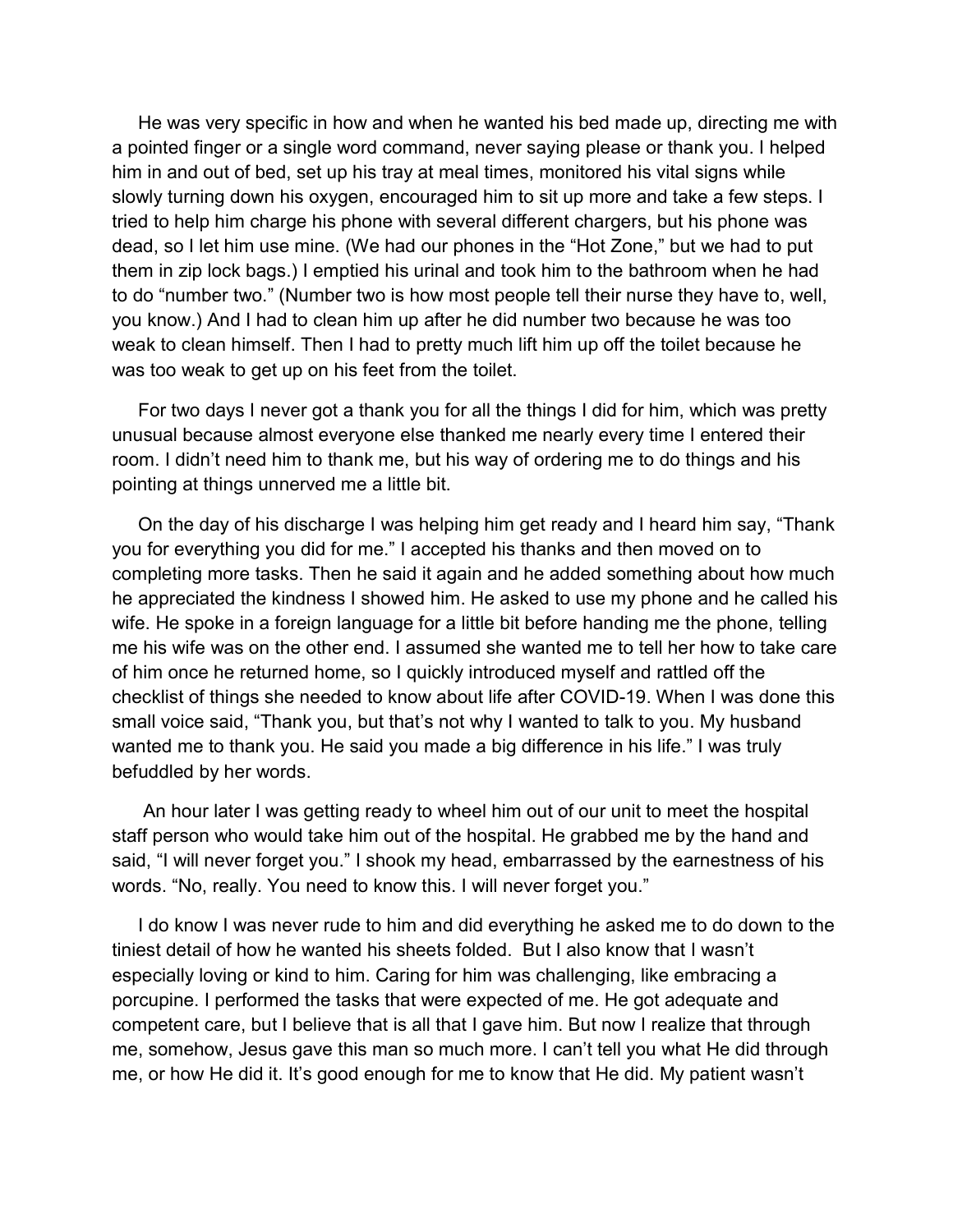He was very specific in how and when he wanted his bed made up, directing me with a pointed finger or a single word command, never saying please or thank you. I helped him in and out of bed, set up his tray at meal times, monitored his vital signs while slowly turning down his oxygen, encouraged him to sit up more and take a few steps. I tried to help him charge his phone with several different chargers, but his phone was dead, so I let him use mine. (We had our phones in the "Hot Zone," but we had to put them in zip lock bags.) I emptied his urinal and took him to the bathroom when he had to do "number two." (Number two is how most people tell their nurse they have to, well, you know.) And I had to clean him up after he did number two because he was too weak to clean himself. Then I had to pretty much lift him up off the toilet because he was too weak to get up on his feet from the toilet.

For two days I never got a thank you for all the things I did for him, which was pretty unusual because almost everyone else thanked me nearly every time I entered their room. I didn't need him to thank me, but his way of ordering me to do things and his pointing at things unnerved me a little bit.

On the day of his discharge I was helping him get ready and I heard him say, "Thank you for everything you did for me." I accepted his thanks and then moved on to completing more tasks. Then he said it again and he added something about how much he appreciated the kindness I showed him. He asked to use my phone and he called his wife. He spoke in a foreign language for a little bit before handing me the phone, telling me his wife was on the other end. I assumed she wanted me to tell her how to take care of him once he returned home, so I quickly introduced myself and rattled off the checklist of things she needed to know about life after COVID-19. When I was done this small voice said, "Thank you, but that's not why I wanted to talk to you. My husband wanted me to thank you. He said you made a big difference in his life." I was truly befuddled by her words.

An hour later I was getting ready to wheel him out of our unit to meet the hospital staff person who would take him out of the hospital. He grabbed me by the hand and said, "I will never forget you." I shook my head, embarrassed by the earnestness of his words. "No, really. You need to know this. I will never forget you."

I do know I was never rude to him and did everything he asked me to do down to the tiniest detail of how he wanted his sheets folded. But I also know that I wasn't especially loving or kind to him. Caring for him was challenging, like embracing a porcupine. I performed the tasks that were expected of me. He got adequate and competent care, but I believe that is all that I gave him. But now I realize that through me, somehow, Jesus gave this man so much more. I can't tell you what He did through me, or how He did it. It's good enough for me to know that He did. My patient wasn't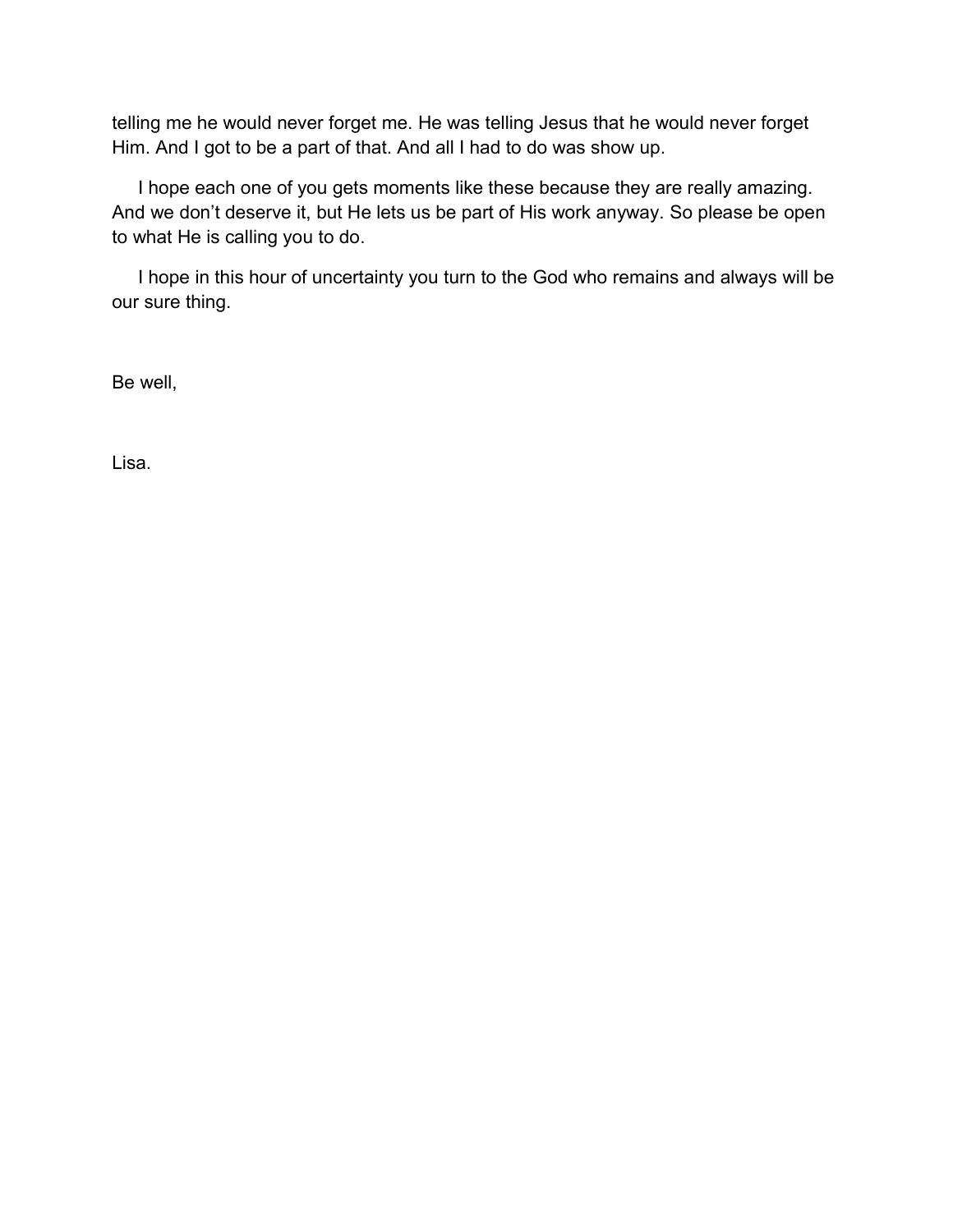telling me he would never forget me. He was telling Jesus that he would never forget Him. And I got to be a part of that. And all I had to do was show up.

I hope each one of you gets moments like these because they are really amazing. And we don't deserve it, but He lets us be part of His work anyway. So please be open to what He is calling you to do.

I hope in this hour of uncertainty you turn to the God who remains and always will be our sure thing.

Be well,

Lisa.